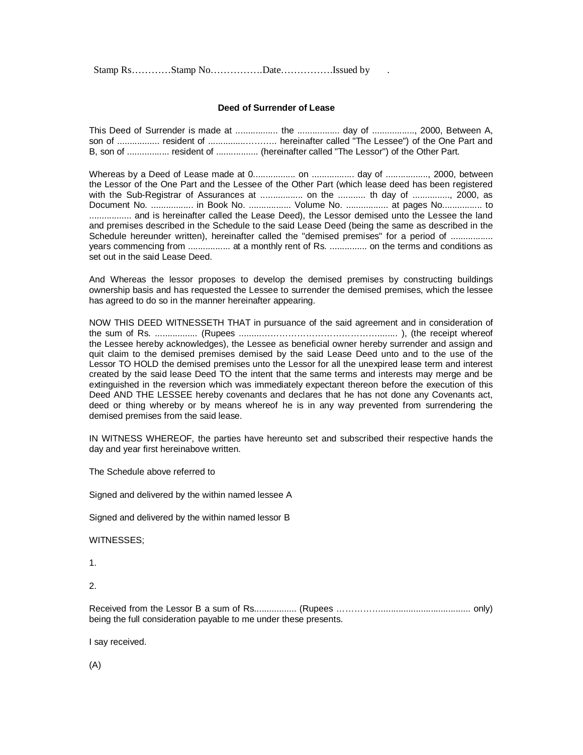Stamp Rs…………Stamp No…………….Date…………….Issued by .

**Deed of Surrender of Lease**

This Deed of Surrender is made at ................. the ................. day of ................., 2000, Between A, son of ................. resident of ..............………. hereinafter called "The Lessee") of the One Part and B, son of ................. resident of ................. (hereinafter called "The Lessor") of the Other Part.

Whereas by a Deed of Lease made at 0................. on ................. day of ................., 2000, between the Lessor of the One Part and the Lessee of the Other Part (which lease deed has been registered with the Sub-Registrar of Assurances at ................. on the ........... th day of ..............., 2000, as Document No. ................. in Book No. ................. Volume No. ................. at pages No................ to ................. and is hereinafter called the Lease Deed), the Lessor demised unto the Lessee the land and premises described in the Schedule to the said Lease Deed (being the same as described in the Schedule hereunder written), hereinafter called the "demised premises" for a period of ................. years commencing from ................. at a monthly rent of Rs. ............... on the terms and conditions as set out in the said Lease Deed.

And Whereas the lessor proposes to develop the demised premises by constructing buildings ownership basis and has requested the Lessee to surrender the demised premises, which the lessee has agreed to do so in the manner hereinafter appearing.

NOW THIS DEED WITNESSETH THAT in pursuance of the said agreement and in consideration of the sum of Rs. ................. (Rupees .........…………………………………......... ), (the receipt whereof the Lessee hereby acknowledges), the Lessee as beneficial owner hereby surrender and assign and quit claim to the demised premises demised by the said Lease Deed unto and to the use of the Lessor TO HOLD the demised premises unto the Lessor for all the unexpired lease term and interest created by the said lease Deed TO the intent that the same terms and interests may merge and be extinguished in the reversion which was immediately expectant thereon before the execution of this Deed AND THE LESSEE hereby covenants and declares that he has not done any Covenants act, deed or thing whereby or by means whereof he is in any way prevented from surrendering the demised premises from the said lease.

IN WITNESS WHEREOF, the parties have hereunto set and subscribed their respective hands the day and year first hereinabove written.

The Schedule above referred to

Signed and delivered by the within named lessee A

Signed and delivered by the within named lessor B

WITNESSES;

1.

2.

Received from the Lessor B a sum of Rs................. (Rupees ………………..................................... only) being the full consideration payable to me under these presents.

I say received.

(A)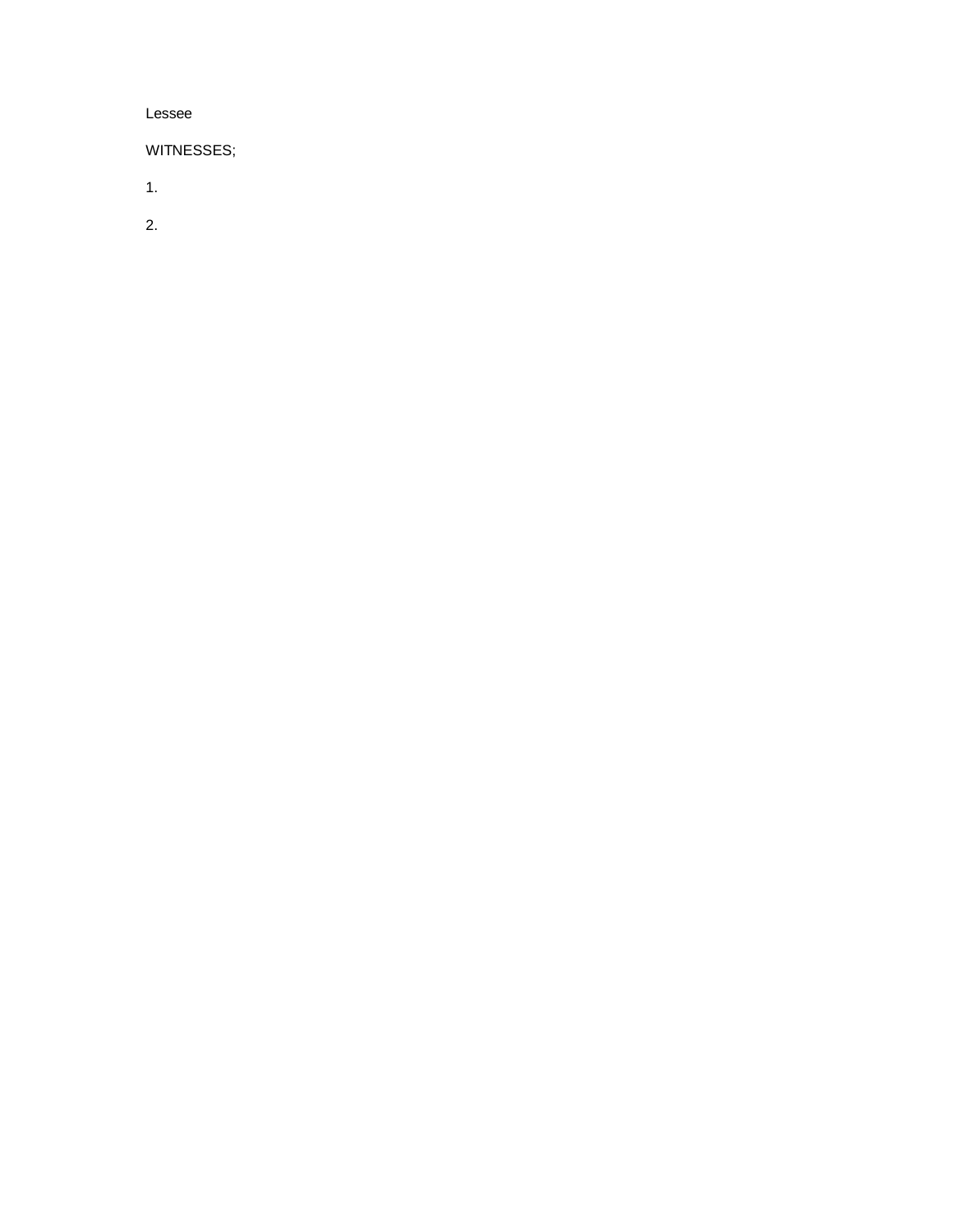Lessee

WITNESSES;

1.

2.